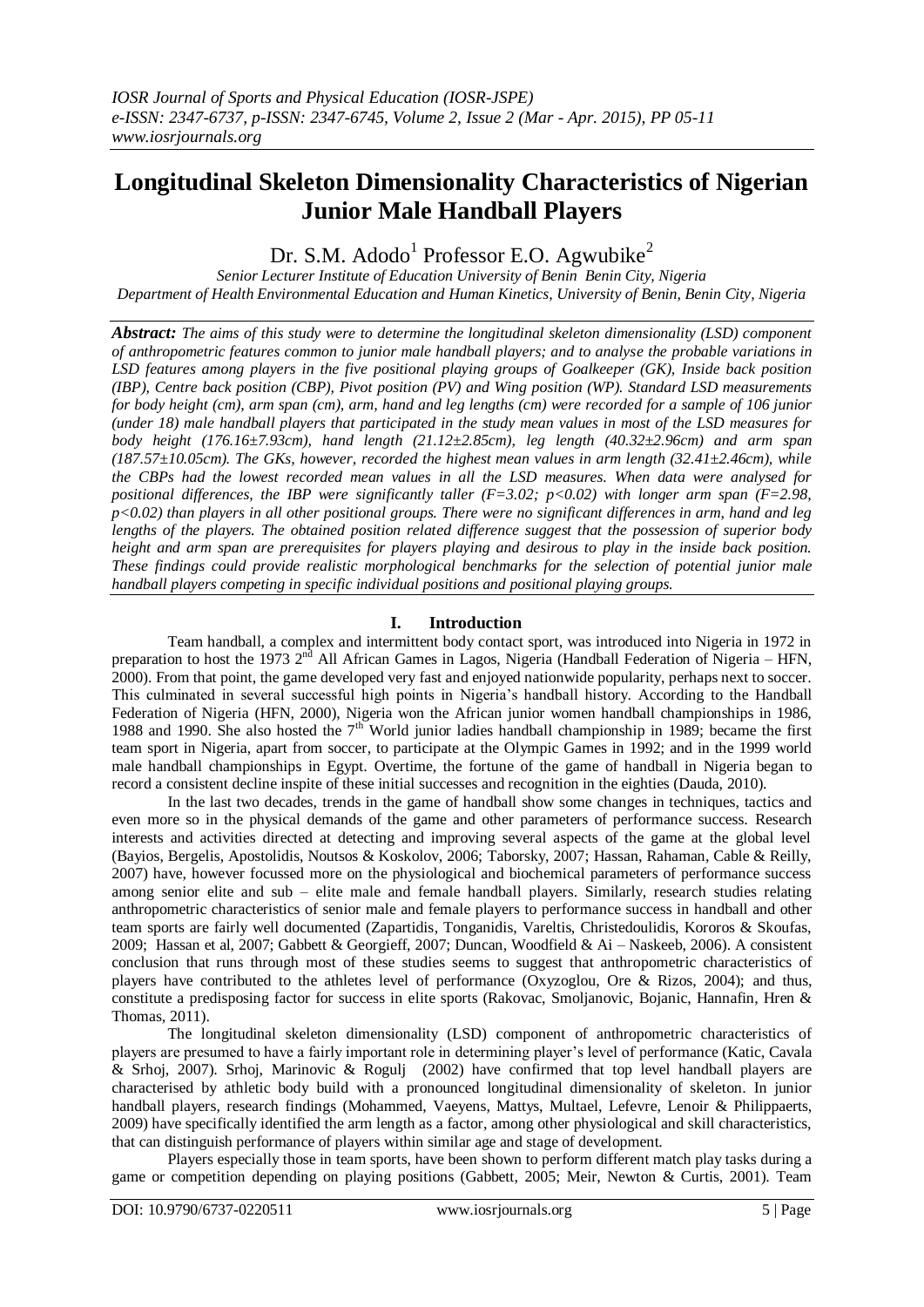# Longitudinal Skeleton Dimensionality Characteristics of Nigerian Junior Male Handball Players

Dr. S.M. Adodo[1] Professor E.O. Agwubike[2]

*Senior Lecturer Institute of Education University of Benin Benin City, Nigeria*
*Department of Health Environmental Education and Human Kinetics, University of Benin, Benin City, Nigeria*

***Abstract:*** *The aims of this study were to determine the longitudinal skeleton dimensionality (LSD) component of anthropometric features common to junior male handball players; and to analyse the probable variations in LSD features among players in the five positional playing groups of Goalkeeper (GK), Inside back position (IBP), Centre back position (CBP), Pivot position (PV) and Wing position (WP). Standard LSD measurements for body height (cm), arm span (cm), arm, hand and leg lengths (cm) were recorded for a sample of 106 junior (under 18) male handball players that participated in the study mean values in most of the LSD measures for body height (176.16±7.93cm), hand length (21.12±2.85cm), leg length (40.32±2.96cm) and arm span (187.57±10.05cm). The GKs, however, recorded the highest mean values in arm length (32.41±2.46cm), while the CBPs had the lowest recorded mean values in all the LSD measures. When data were analysed for positional differences, the IBP were significantly taller ($F=3.02$; $p<0.02$) with longer arm span ($F=2.98$, $p<0.02$) than players in all other positional groups. There were no significant differences in arm, hand and leg lengths of the players. The obtained position related difference suggest that the possession of superior body height and arm span are prerequisites for players playing and desirous to play in the inside back position. These findings could provide realistic morphological benchmarks for the selection of potential junior male handball players competing in specific individual positions and positional playing groups.*

## I. Introduction

Team handball, a complex and intermittent body contact sport, was introduced into Nigeria in 1972 in preparation to host the 1973 2nd All African Games in Lagos, Nigeria (Handball Federation of Nigeria – HFN, 2000). From that point, the game developed very fast and enjoyed nationwide popularity, perhaps next to soccer. This culminated in several successful high points in Nigeria's handball history. According to the Handball Federation of Nigeria (HFN, 2000), Nigeria won the African junior women handball championships in 1986, 1988 and 1990. She also hosted the 7th World junior ladies handball championship in 1989; became the first team sport in Nigeria, apart from soccer, to participate at the Olympic Games in 1992; and in the 1999 world male handball championships in Egypt. Overtime, the fortune of the game of handball in Nigeria began to record a consistent decline inspite of these initial successes and recognition in the eighties (Dauda, 2010).

In the last two decades, trends in the game of handball show some changes in techniques, tactics and even more so in the physical demands of the game and other parameters of performance success. Research interests and activities directed at detecting and improving several aspects of the game at the global level (Bayios, Bergelis, Apostolidis, Noutsos & Koskolov, 2006; Taborsky, 2007; Hassan, Rahaman, Cable & Reilly, 2007) have, however focussed more on the physiological and biochemical parameters of performance success among senior elite and sub – elite male and female handball players. Similarly, research studies relating anthropometric characteristics of senior male and female players to performance success in handball and other team sports are fairly well documented (Zapartidis, Tonganidis, Vareltis, Christedoulidis, Kororos & Skoufas, 2009; Hassan et al, 2007; Gabbett & Georgieff, 2007; Duncan, Woodfield & Ai – Naskeeb, 2006). A consistent conclusion that runs through most of these studies seems to suggest that anthropometric characteristics of players have contributed to the athletes level of performance (Oxyzoglou, Ore & Rizos, 2004); and thus, constitute a predisposing factor for success in elite sports (Rakovac, Smoljanovic, Bojanic, Hannafin, Hren & Thomas, 2011).

The longitudinal skeleton dimensionality (LSD) component of anthropometric characteristics of players are presumed to have a fairly important role in determining player's level of performance (Katic, Cavala & Srhoj, 2007). Srhoj, Marinovic & Rogulj (2002) have confirmed that top level handball players are characterised by athletic body build with a pronounced longitudinal dimensionality of skeleton. In junior handball players, research findings (Mohammed, Vaeyens, Mattys, Multael, Lefevre, Lenoir & Philippaerts, 2009) have specifically identified the arm length as a factor, among other physiological and skill characteristics, that can distinguish performance of players within similar age and stage of development.

Players especially those in team sports, have been shown to perform different match play tasks during a game or competition depending on playing positions (Gabbett, 2005; Meir, Newton & Curtis, 2001). Team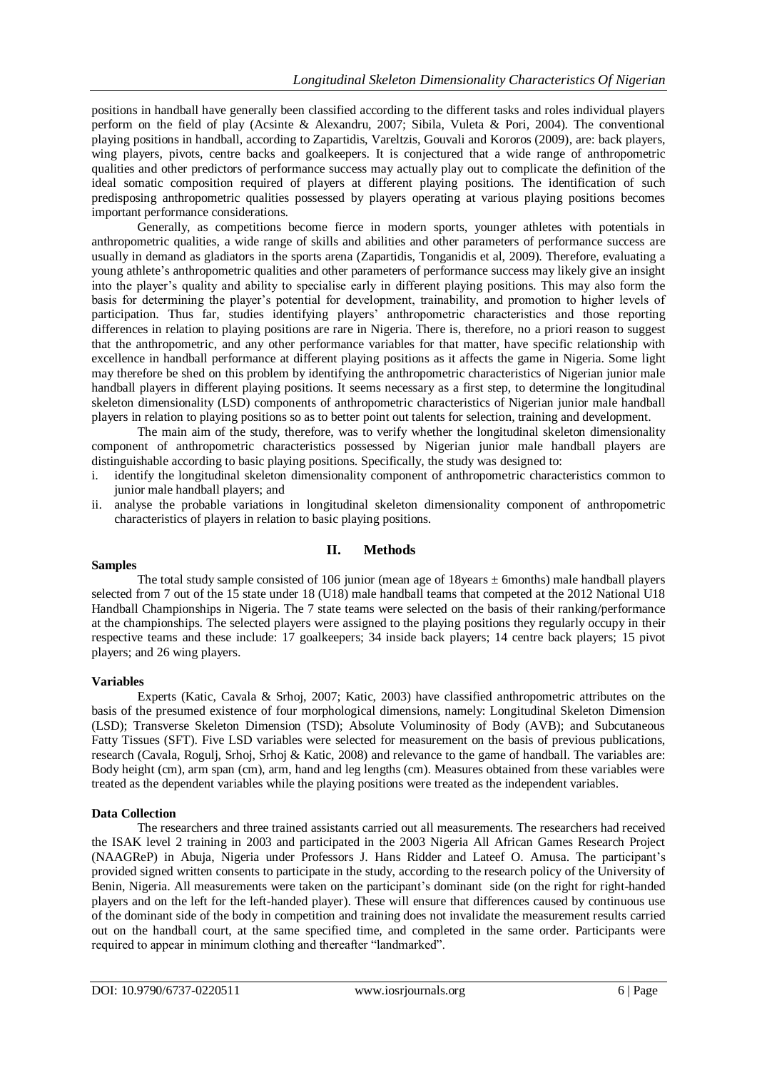positions in handball have generally been classified according to the different tasks and roles individual players perform on the field of play (Acsinte & Alexandru, 2007; Sibila, Vuleta & Pori, 2004). The conventional playing positions in handball, according to Zapartidis, Vareltzis, Gouvali and Kororos (2009), are: back players, wing players, pivots, centre backs and goalkeepers. It is conjectured that a wide range of anthropometric qualities and other predictors of performance success may actually play out to complicate the definition of the ideal somatic composition required of players at different playing positions. The identification of such predisposing anthropometric qualities possessed by players operating at various playing positions becomes important performance considerations.

Generally, as competitions become fierce in modern sports, younger athletes with potentials in anthropometric qualities, a wide range of skills and abilities and other parameters of performance success are usually in demand as gladiators in the sports arena (Zapartidis, Tonganidis et al, 2009). Therefore, evaluating a young athlete's anthropometric qualities and other parameters of performance success may likely give an insight into the player's quality and ability to specialise early in different playing positions. This may also form the basis for determining the player's potential for development, trainability, and promotion to higher levels of participation. Thus far, studies identifying players' anthropometric characteristics and those reporting differences in relation to playing positions are rare in Nigeria. There is, therefore, no a priori reason to suggest that the anthropometric, and any other performance variables for that matter, have specific relationship with excellence in handball performance at different playing positions as it affects the game in Nigeria. Some light may therefore be shed on this problem by identifying the anthropometric characteristics of Nigerian junior male handball players in different playing positions. It seems necessary as a first step, to determine the longitudinal skeleton dimensionality (LSD) components of anthropometric characteristics of Nigerian junior male handball players in relation to playing positions so as to better point out talents for selection, training and development.

The main aim of the study, therefore, was to verify whether the longitudinal skeleton dimensionality component of anthropometric characteristics possessed by Nigerian junior male handball players are distinguishable according to basic playing positions. Specifically, the study was designed to:

i. identify the longitudinal skeleton dimensionality component of anthropometric characteristics common to junior male handball players; and
ii. analyse the probable variations in longitudinal skeleton dimensionality component of anthropometric characteristics of players in relation to basic playing positions.

## II. Methods

### Samples

The total study sample consisted of 106 junior (mean age of 18years ± 6months) male handball players selected from 7 out of the 15 state under 18 (U18) male handball teams that competed at the 2012 National U18 Handball Championships in Nigeria. The 7 state teams were selected on the basis of their ranking/performance at the championships. The selected players were assigned to the playing positions they regularly occupy in their respective teams and these include: 17 goalkeepers; 34 inside back players; 14 centre back players; 15 pivot players; and 26 wing players.

### Variables

Experts (Katic, Cavala & Srhoj, 2007; Katic, 2003) have classified anthropometric attributes on the basis of the presumed existence of four morphological dimensions, namely: Longitudinal Skeleton Dimension (LSD); Transverse Skeleton Dimension (TSD); Absolute Voluminosity of Body (AVB); and Subcutaneous Fatty Tissues (SFT). Five LSD variables were selected for measurement on the basis of previous publications, research (Cavala, Rogulj, Srhoj, Srhoj & Katic, 2008) and relevance to the game of handball. The variables are: Body height (cm), arm span (cm), arm, hand and leg lengths (cm). Measures obtained from these variables were treated as the dependent variables while the playing positions were treated as the independent variables.

### Data Collection

The researchers and three trained assistants carried out all measurements. The researchers had received the ISAK level 2 training in 2003 and participated in the 2003 Nigeria All African Games Research Project (NAAGReP) in Abuja, Nigeria under Professors J. Hans Ridder and Lateef O. Amusa. The participant's provided signed written consents to participate in the study, according to the research policy of the University of Benin, Nigeria. All measurements were taken on the participant's dominant side (on the right for right-handed players and on the left for the left-handed player). These will ensure that differences caused by continuous use of the dominant side of the body in competition and training does not invalidate the measurement results carried out on the handball court, at the same specified time, and completed in the same order. Participants were required to appear in minimum clothing and thereafter "landmarked".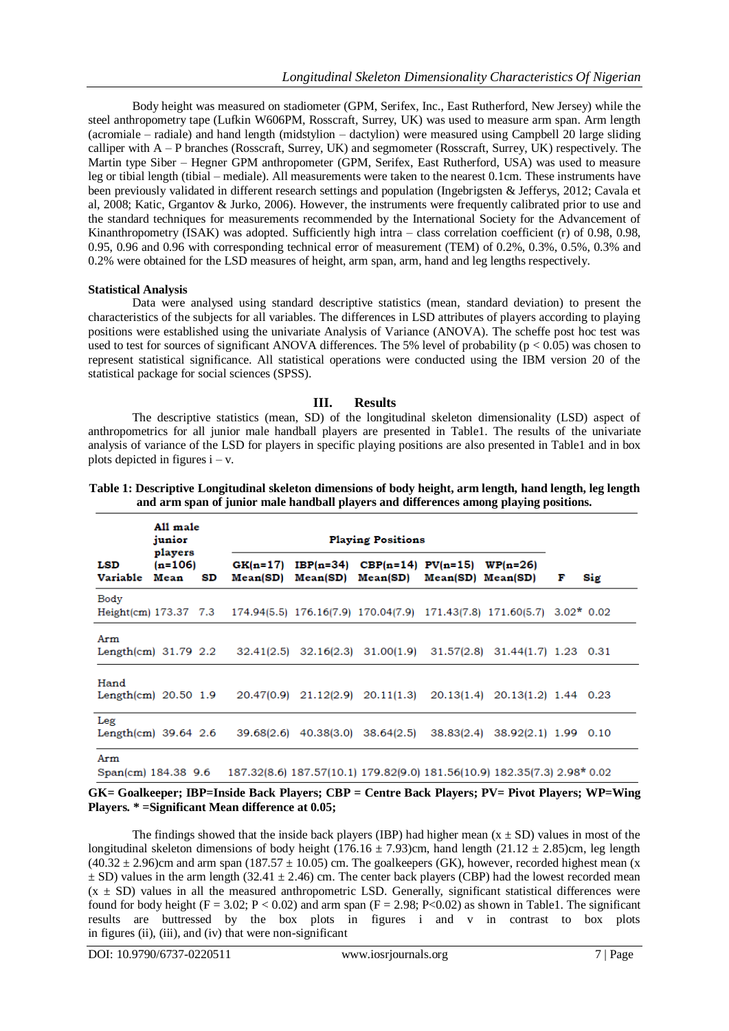Body height was measured on stadiometer (GPM, Serifex, Inc., East Rutherford, New Jersey) while the steel anthropometry tape (Lufkin W606PM, Rosscraft, Surrey, UK) was used to measure arm span. Arm length (acromiale – radiale) and hand length (midstylion – dactylion) were measured using Campbell 20 large sliding calliper with A – P branches (Rosscraft, Surrey, UK) and segmometer (Rosscraft, Surrey, UK) respectively. The Martin type Siber – Hegner GPM anthropometer (GPM, Serifex, East Rutherford, USA) was used to measure leg or tibial length (tibial – mediale). All measurements were taken to the nearest 0.1cm. These instruments have been previously validated in different research settings and population (Ingebrigtsen & Jefferys, 2012; Cavala et al, 2008; Katic, Grgantov & Jurko, 2006). However, the instruments were frequently calibrated prior to use and the standard techniques for measurements recommended by the International Society for the Advancement of Kinanthropometry (ISAK) was adopted. Sufficiently high intra – class correlation coefficient (r) of 0.98, 0.98, 0.95, 0.96 and 0.96 with corresponding technical error of measurement (TEM) of 0.2%, 0.3%, 0.5%, 0.3% and 0.2% were obtained for the LSD measures of height, arm span, arm, hand and leg lengths respectively.

**Statistical Analysis**

Data were analysed using standard descriptive statistics (mean, standard deviation) to present the characteristics of the subjects for all variables. The differences in LSD attributes of players according to playing positions were established using the univariate Analysis of Variance (ANOVA). The scheffe post hoc test was used to test for sources of significant ANOVA differences. The 5% level of probability ($p < 0.05$) was chosen to represent statistical significance. All statistical operations were conducted using the IBM version 20 of the statistical package for social sciences (SPSS).

## III. Results

The descriptive statistics (mean, SD) of the longitudinal skeleton dimensionality (LSD) aspect of anthropometrics for all junior male handball players are presented in Table1. The results of the univariate analysis of variance of the LSD for players in specific playing positions are also presented in Table1 and in box plots depicted in figures i – v.

**Table 1: Descriptive Longitudinal skeleton dimensions of body height, arm length, hand length, leg length and arm span of junior male handball players and differences among playing positions.**

| LSD Variable | All male junior players (n=106) Mean | SD | Playing Positions GK(n=17) Mean(SD) | IBP(n=34) Mean(SD) | CBP(n=14) Mean(SD) | PV(n=15) Mean(SD) | WP(n=26) Mean(SD) | F | Sig |
|---|---|---|---|---|---|---|---|---|---|
| Body Height(cm) | 173.37 | 7.3 | 174.94(5.5) | 176.16(7.9) | 170.04(7.9) | 171.43(7.8) | 171.60(5.7) | 3.02* | 0.02 |
| Arm Length(cm) | 31.79 | 2.2 | 32.41(2.5) | 32.16(2.3) | 31.00(1.9) | 31.57(2.8) | 31.44(1.7) | 1.23 | 0.31 |
| Hand Length(cm) | 20.50 | 1.9 | 20.47(0.9) | 21.12(2.9) | 20.11(1.3) | 20.13(1.4) | 20.13(1.2) | 1.44 | 0.23 |
| Leg Length(cm) | 39.64 | 2.6 | 39.68(2.6) | 40.38(3.0) | 38.64(2.5) | 38.83(2.4) | 38.92(2.1) | 1.99 | 0.10 |
| Arm Span(cm) | 184.38 | 9.6 | 187.32(8.6) | 187.57(10.1) | 179.82(9.0) | 181.56(10.9) | 182.35(7.3) | 2.98* | 0.02 |

**GK= Goalkeeper; IBP=Inside Back Players; CBP = Centre Back Players; PV= Pivot Players; WP=Wing Players. * =Significant Mean difference at 0.05;**

The findings showed that the inside back players (IBP) had higher mean ($x \pm$ SD) values in most of the longitudinal skeleton dimensions of body height ($176.16 \pm 7.93$)cm, hand length ($21.12 \pm 2.85$)cm, leg length ($40.32 \pm 2.96$)cm and arm span ($187.57 \pm 10.05$) cm. The goalkeepers (GK), however, recorded highest mean ($x \pm$ SD) values in the arm length ($32.41 \pm 2.46$) cm. The center back players (CBP) had the lowest recorded mean ($x \pm$ SD) values in all the measured anthropometric LSD. Generally, significant statistical differences were found for body height ($F = 3.02$; $P < 0.02$) and arm span ($F = 2.98$; $P<0.02$) as shown in Table1. The significant results are buttressed by the box plots in figures i and v in contrast to box plots in figures (ii), (iii), and (iv) that were non-significant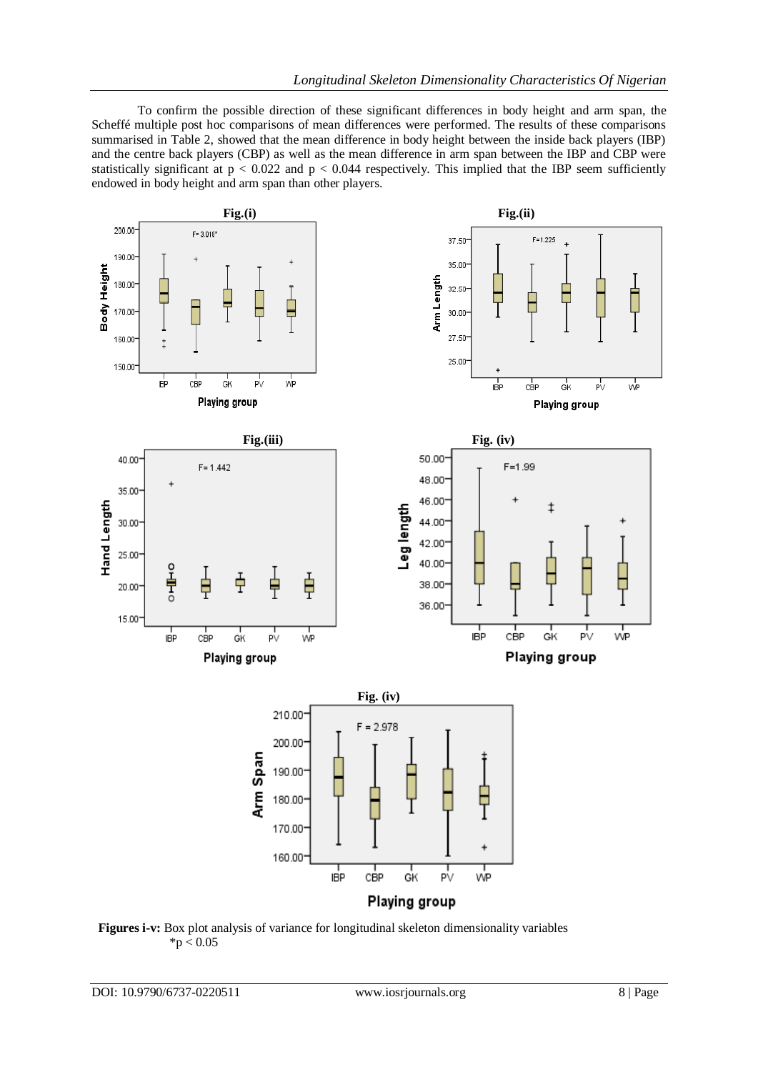To confirm the possible direction of these significant differences in body height and arm span, the Scheffé multiple post hoc comparisons of mean differences were performed. The results of these comparisons summarised in Table 2, showed that the mean difference in body height between the inside back players (IBP) and the centre back players (CBP) as well as the mean difference in arm span between the IBP and CBP were statistically significant at $p < 0.022$ and $p < 0.044$ respectively. This implied that the IBP seem sufficiently endowed in body height and arm span than other players.

**Fig.(i)**

**Fig.(ii)**

**Fig.(iii)**

**Fig. (iv)**

**Fig. (iv)**

**Figures i-v:** Box plot analysis of variance for longitudinal skeleton dimensionality variables
*$p < 0.05$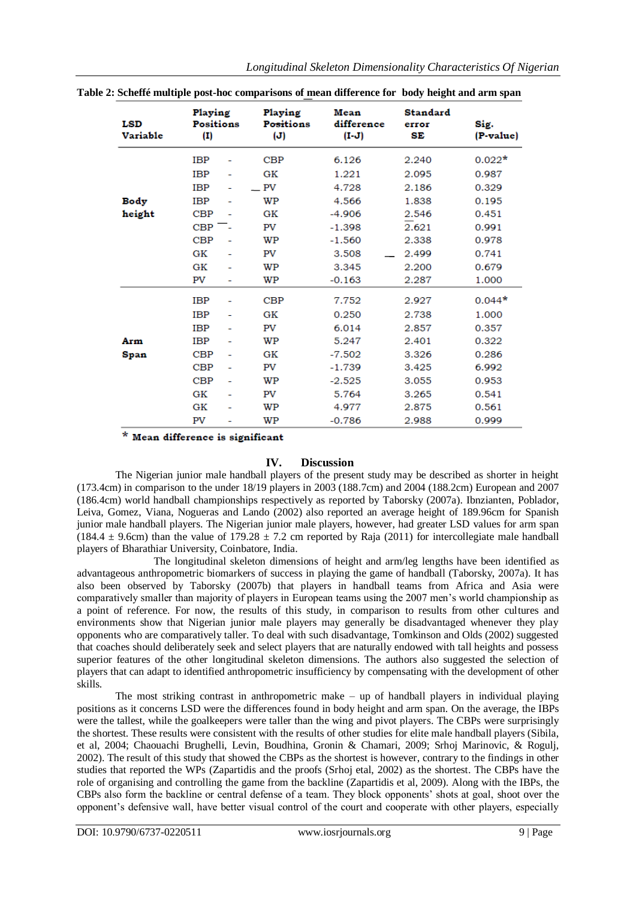**Table 2: Scheffé multiple post-hoc comparisons of mean difference for body height and arm span**

| LSD Variable | Playing Positions (I) | Playing Positions (J) | Mean difference (I-J) | Standard error SE | Sig. (P-value) |
|---|---|---|---|---|---|
| Body height | IBP - | CBP | 6.126 | 2.240 | 0.022* |
| | IBP - | GK | 1.221 | 2.095 | 0.987 |
| | IBP - | PV | 4.728 | 2.186 | 0.329 |
| | IBP - | WP | 4.566 | 1.838 | 0.195 |
| | CBP - | GK | -4.906 | 2.546 | 0.451 |
| | CBP - | PV | -1.398 | 2.621 | 0.991 |
| | CBP - | WP | -1.560 | 2.338 | 0.978 |
| | GK - | PV | 3.508 | 2.499 | 0.741 |
| | GK - | WP | 3.345 | 2.200 | 0.679 |
| | PV - | WP | -0.163 | 2.287 | 1.000 |
| Arm Span | IBP - | CBP | 7.752 | 2.927 | 0.044* |
| | IBP - | GK | 0.250 | 2.738 | 1.000 |
| | IBP - | PV | 6.014 | 2.857 | 0.357 |
| | IBP - | WP | 5.247 | 2.401 | 0.322 |
| | CBP - | GK | -7.502 | 3.326 | 0.286 |
| | CBP - | PV | -1.739 | 3.425 | 6.992 |
| | CBP - | WP | -2.525 | 3.055 | 0.953 |
| | GK - | PV | 5.764 | 3.265 | 0.541 |
| | GK - | WP | 4.977 | 2.875 | 0.561 |
| | PV - | WP | -0.786 | 2.988 | 0.999 |

\* Mean difference is significant

## IV. Discussion

The Nigerian junior male handball players of the present study may be described as shorter in height (173.4cm) in comparison to the under 18/19 players in 2003 (188.7cm) and 2004 (188.2cm) European and 2007 (186.4cm) world handball championships respectively as reported by Taborsky (2007a). Ibnzianten, Poblador, Leiva, Gomez, Viana, Nogueras and Lando (2002) also reported an average height of 189.96cm for Spanish junior male handball players. The Nigerian junior male players, however, had greater LSD values for arm span (184.4 ± 9.6cm) than the value of 179.28 ± 7.2 cm reported by Raja (2011) for intercollegiate male handball players of Bharathiar University, Coinbatore, India.

The longitudinal skeleton dimensions of height and arm/leg lengths have been identified as advantageous anthropometric biomarkers of success in playing the game of handball (Taborsky, 2007a). It has also been observed by Taborsky (2007b) that players in handball teams from Africa and Asia were comparatively smaller than majority of players in European teams using the 2007 men's world championship as a point of reference. For now, the results of this study, in comparison to results from other cultures and environments show that Nigerian junior male players may generally be disadvantaged whenever they play opponents who are comparatively taller. To deal with such disadvantage, Tomkinson and Olds (2002) suggested that coaches should deliberately seek and select players that are naturally endowed with tall heights and possess superior features of the other longitudinal skeleton dimensions. The authors also suggested the selection of players that can adapt to identified anthropometric insufficiency by compensating with the development of other skills.

The most striking contrast in anthropometric make – up of handball players in individual playing positions as it concerns LSD were the differences found in body height and arm span. On the average, the IBPs were the tallest, while the goalkeepers were taller than the wing and pivot players. The CBPs were surprisingly the shortest. These results were consistent with the results of other studies for elite male handball players (Sibila, et al, 2004; Chaouachi Brughelli, Levin, Boudhina, Gronin & Chamari, 2009; Srhoj Marinovic, & Rogulj, 2002). The result of this study that showed the CBPs as the shortest is however, contrary to the findings in other studies that reported the WPs (Zapartidis and the proofs (Srhoj etal, 2002) as the shortest. The CBPs have the role of organising and controlling the game from the backline (Zapartidis et al, 2009). Along with the IBPs, the CBPs also form the backline or central defense of a team. They block opponents' shots at goal, shoot over the opponent's defensive wall, have better visual control of the court and cooperate with other players, especially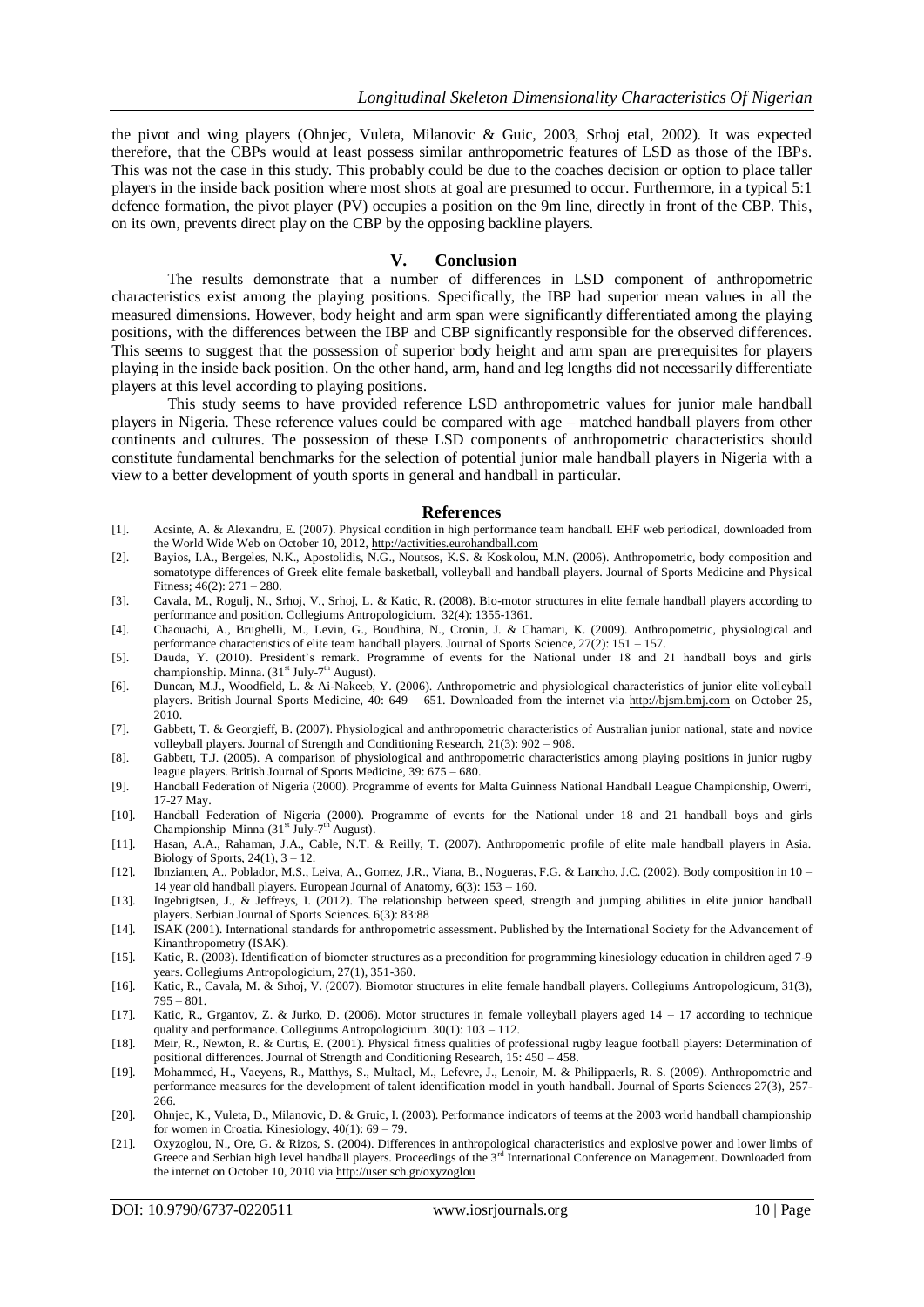the pivot and wing players (Ohnjec, Vuleta, Milanovic & Guic, 2003, Srhoj etal, 2002). It was expected therefore, that the CBPs would at least possess similar anthropometric features of LSD as those of the IBPs. This was not the case in this study. This probably could be due to the coaches decision or option to place taller players in the inside back position where most shots at goal are presumed to occur. Furthermore, in a typical 5:1 defence formation, the pivot player (PV) occupies a position on the 9m line, directly in front of the CBP. This, on its own, prevents direct play on the CBP by the opposing backline players.

## V. Conclusion

The results demonstrate that a number of differences in LSD component of anthropometric characteristics exist among the playing positions. Specifically, the IBP had superior mean values in all the measured dimensions. However, body height and arm span were significantly differentiated among the playing positions, with the differences between the IBP and CBP significantly responsible for the observed differences. This seems to suggest that the possession of superior body height and arm span are prerequisites for players playing in the inside back position. On the other hand, arm, hand and leg lengths did not necessarily differentiate players at this level according to playing positions.

This study seems to have provided reference LSD anthropometric values for junior male handball players in Nigeria. These reference values could be compared with age – matched handball players from other continents and cultures. The possession of these LSD components of anthropometric characteristics should constitute fundamental benchmarks for the selection of potential junior male handball players in Nigeria with a view to a better development of youth sports in general and handball in particular.

## References

[1]. Acsinte, A. & Alexandru, E. (2007). Physical condition in high performance team handball. EHF web periodical, downloaded from the World Wide Web on October 10, 2012, http://activities.eurohandball.com

[2]. Bayios, I.A., Bergeles, N.K., Apostolidis, N.G., Noutsos, K.S. & Koskolou, M.N. (2006). Anthropometric, body composition and somatotype differences of Greek elite female basketball, volleyball and handball players. Journal of Sports Medicine and Physical Fitness; 46(2): 271 – 280.

[3]. Cavala, M., Rogulj, N., Srhoj, V., Srhoj, L. & Katic, R. (2008). Bio-motor structures in elite female handball players according to performance and position. Collegiums Antropologicium. 32(4): 1355-1361.

[4]. Chaouachi, A., Brughelli, M., Levin, G., Boudhina, N., Cronin, J. & Chamari, K. (2009). Anthropometric, physiological and performance characteristics of elite team handball players. Journal of Sports Science, 27(2): 151 – 157.

[5]. Dauda, Y. (2010). President's remark. Programme of events for the National under 18 and 21 handball boys and girls championship. Minna. (31st July-7th August).

[6]. Duncan, M.J., Woodfield, L. & Ai-Nakeeb, Y. (2006). Anthropometric and physiological characteristics of junior elite volleyball players. British Journal Sports Medicine, 40: 649 – 651. Downloaded from the internet via http://bjsm.bmj.com on October 25, 2010.

[7]. Gabbett, T. & Georgieff, B. (2007). Physiological and anthropometric characteristics of Australian junior national, state and novice volleyball players. Journal of Strength and Conditioning Research, 21(3): 902 – 908.

[8]. Gabbett, T.J. (2005). A comparison of physiological and anthropometric characteristics among playing positions in junior rugby league players. British Journal of Sports Medicine, 39: 675 – 680.

[9]. Handball Federation of Nigeria (2000). Programme of events for Malta Guinness National Handball League Championship, Owerri, 17-27 May.

[10]. Handball Federation of Nigeria (2000). Programme of events for the National under 18 and 21 handball boys and girls Championship Minna (31st July-7th August).

[11]. Hasan, A.A., Rahaman, J.A., Cable, N.T. & Reilly, T. (2007). Anthropometric profile of elite male handball players in Asia. Biology of Sports, 24(1), 3 – 12.

[12]. Ibnzianten, A., Poblador, M.S., Leiva, A., Gomez, J.R., Viana, B., Nogueras, F.G. & Lancho, J.C. (2002). Body composition in 10 – 14 year old handball players. European Journal of Anatomy, 6(3): 153 – 160.

[13]. Ingebrigtsen, J., & Jeffreys, I. (2012). The relationship between speed, strength and jumping abilities in elite junior handball players. Serbian Journal of Sports Sciences. 6(3): 83:88

[14]. ISAK (2001). International standards for anthropometric assessment. Published by the International Society for the Advancement of Kinanthropometry (ISAK).

[15]. Katic, R. (2003). Identification of biometer structures as a precondition for programming kinesiology education in children aged 7-9 years. Collegiums Antropologicium, 27(1), 351-360.

[16]. Katic, R., Cavala, M. & Srhoj, V. (2007). Biomotor structures in elite female handball players. Collegiums Antropologicum, 31(3), 795 – 801.

[17]. Katic, R., Grgantov, Z. & Jurko, D. (2006). Motor structures in female volleyball players aged 14 – 17 according to technique quality and performance. Collegiums Antropologicium. 30(1): 103 – 112.

[18]. Meir, R., Newton, R. & Curtis, E. (2001). Physical fitness qualities of professional rugby league football players: Determination of positional differences. Journal of Strength and Conditioning Research, 15: 450 – 458.

[19]. Mohammed, H., Vaeyens, R., Matthys, S., Multael, M., Lefevre, J., Lenoir, M. & Philippaerls, R. S. (2009). Anthropometric and performance measures for the development of talent identification model in youth handball. Journal of Sports Sciences 27(3), 257-266.

[20]. Ohnjec, K., Vuleta, D., Milanovic, D. & Gruic, I. (2003). Performance indicators of teems at the 2003 world handball championship for women in Croatia. Kinesiology, 40(1): 69 – 79.

[21]. Oxyzoglou, N., Ore, G. & Rizos, S. (2004). Differences in anthropological characteristics and explosive power and lower limbs of Greece and Serbian high level handball players. Proceedings of the 3rd International Conference on Management. Downloaded from the internet on October 10, 2010 via http://user.sch.gr/oxyzoglou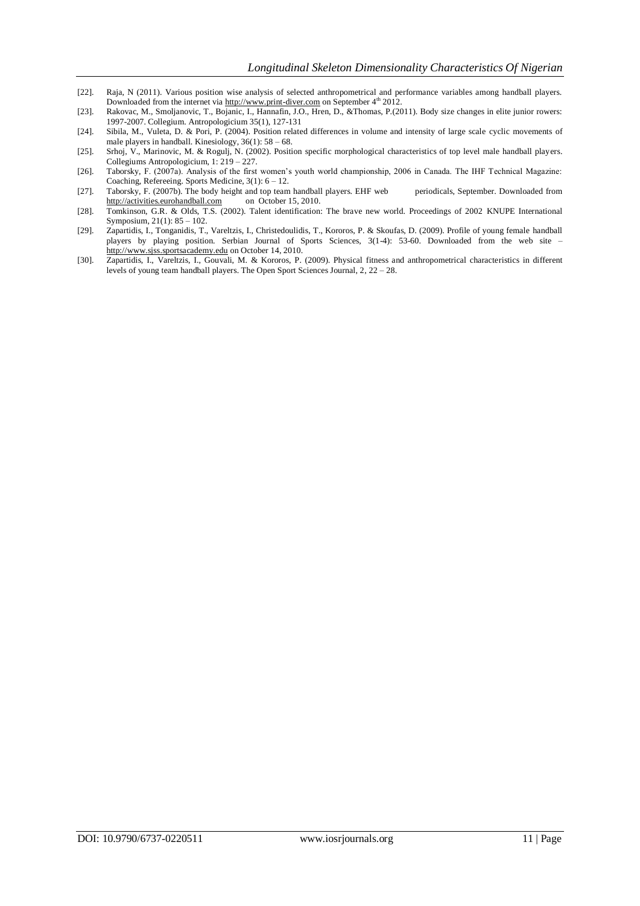[22]. Raja, N (2011). Various position wise analysis of selected anthropometrical and performance variables among handball players. Downloaded from the internet via http://www.print-diver.com on September 4th 2012.

[23]. Rakovac, M., Smoljanovic, T., Bojanic, I., Hannafin, J.O., Hren, D., &Thomas, P.(2011). Body size changes in elite junior rowers: 1997-2007. Collegium. Antropologicium 35(1), 127-131

[24]. Sibila, M., Vuleta, D. & Pori, P. (2004). Position related differences in volume and intensity of large scale cyclic movements of male players in handball. Kinesiology, 36(1): 58 – 68.

[25]. Srhoj, V., Marinovic, M. & Rogulj, N. (2002). Position specific morphological characteristics of top level male handball players. Collegiums Antropologicium, 1: 219 – 227.

[26]. Taborsky, F. (2007a). Analysis of the first women's youth world championship, 2006 in Canada. The IHF Technical Magazine: Coaching, Refereeing. Sports Medicine, 3(1): 6 – 12.

[27]. Taborsky, F. (2007b). The body height and top team handball players. EHF web periodicals, September. Downloaded from http://activities.eurohandball.com on October 15, 2010.

[28]. Tomkinson, G.R. & Olds, T.S. (2002). Talent identification: The brave new world. Proceedings of 2002 KNUPE International Symposium, 21(1): 85 – 102.

[29]. Zapartidis, I., Tonganidis, T., Vareltzis, I., Christedoulidis, T., Kororos, P. & Skoufas, D. (2009). Profile of young female handball players by playing position. Serbian Journal of Sports Sciences, 3(1-4): 53-60. Downloaded from the web site – http://www.sjss.sportsacademy.edu on October 14, 2010.

[30]. Zapartidis, I., Vareltzis, I., Gouvali, M. & Kororos, P. (2009). Physical fitness and anthropometrical characteristics in different levels of young team handball players. The Open Sport Sciences Journal, 2, 22 – 28.